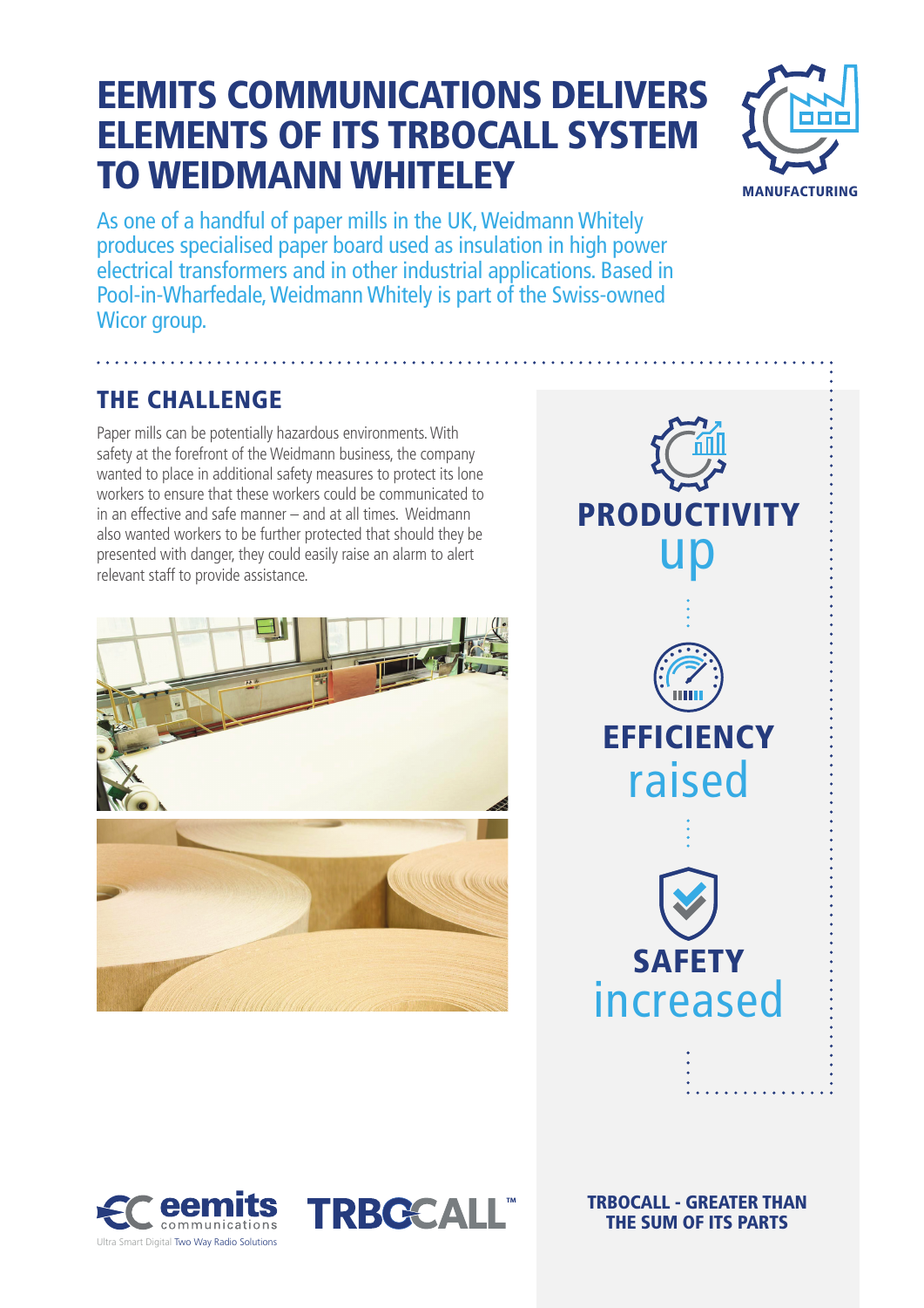# EEMITS COMMUNICATIONS DELIVERS ELEMENTS OF ITS TRBOCALL SYSTEM TO WEIDMANN WHITELEY

MANUFACTURING

As one of a handful of paper mills in the UK, Weidmann Whitely produces specialised paper board used as insulation in high power electrical transformers and in other industrial applications. Based in Pool-in-Wharfedale, Weidmann Whitely is part of the Swiss-owned Wicor group.

## THE CHALLENGE

Paper mills can be potentially hazardous environments. With safety at the forefront of the Weidmann business, the company wanted to place in additional safety measures to protect its lone workers to ensure that these workers could be communicated to in an effective and safe manner – and at all times. Weidmann also wanted workers to be further protected that should they be presented with danger, they could easily raise an alarm to alert relevant staff to provide assistance.

**PRODUCTIVITY** up

**EFFICIENCY** raised

**SAFETY** increased

eemits communications
Ultra Smart Digital Two Way Radio Solutions

TRBOCALL™

**TRBOCALL - GREATER THAN THE SUM OF ITS PARTS**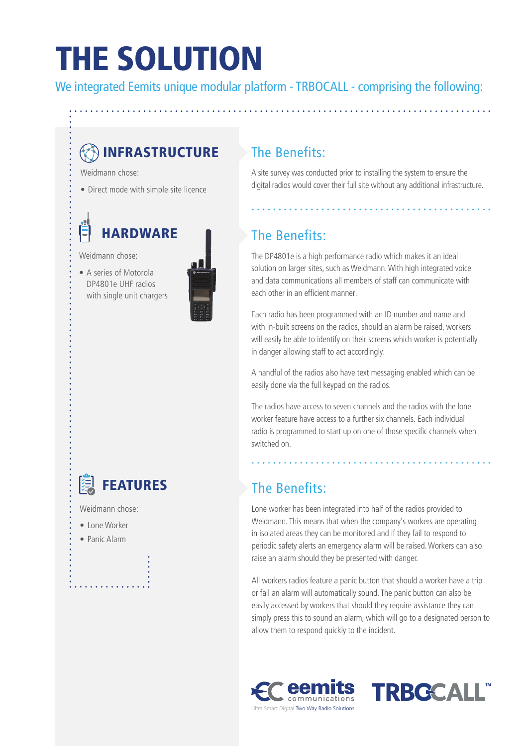# THE SOLUTION

We integrated Eemits unique modular platform - TRBOCALL - comprising the following:

## INFRASTRUCTURE

Weidmann chose:

- Direct mode with simple site licence

### The Benefits:

A site survey was conducted prior to installing the system to ensure the digital radios would cover their full site without any additional infrastructure.

## HARDWARE

Weidmann chose:

- A series of Motorola DP4801e UHF radios with single unit chargers

### The Benefits:

The DP4801e is a high performance radio which makes it an ideal solution on larger sites, such as Weidmann. With high integrated voice and data communications all members of staff can communicate with each other in an efficient manner.

Each radio has been programmed with an ID number and name and with in-built screens on the radios, should an alarm be raised, workers will easily be able to identify on their screens which worker is potentially in danger allowing staff to act accordingly.

A handful of the radios also have text messaging enabled which can be easily done via the full keypad on the radios.

The radios have access to seven channels and the radios with the lone worker feature have access to a further six channels. Each individual radio is programmed to start up on one of those specific channels when switched on.

## FEATURES

Weidmann chose:

- Lone Worker
- Panic Alarm

### The Benefits:

Lone worker has been integrated into half of the radios provided to Weidmann. This means that when the company's workers are operating in isolated areas they can be monitored and if they fail to respond to periodic safety alerts an emergency alarm will be raised. Workers can also raise an alarm should they be presented with danger.

All workers radios feature a panic button that should a worker have a trip or fall an alarm will automatically sound. The panic button can also be easily accessed by workers that should they require assistance they can simply press this to sound an alarm, which will go to a designated person to allow them to respond quickly to the incident.

eemits communications
Ultra Smart Digital Two Way Radio Solutions

TRBOCALL™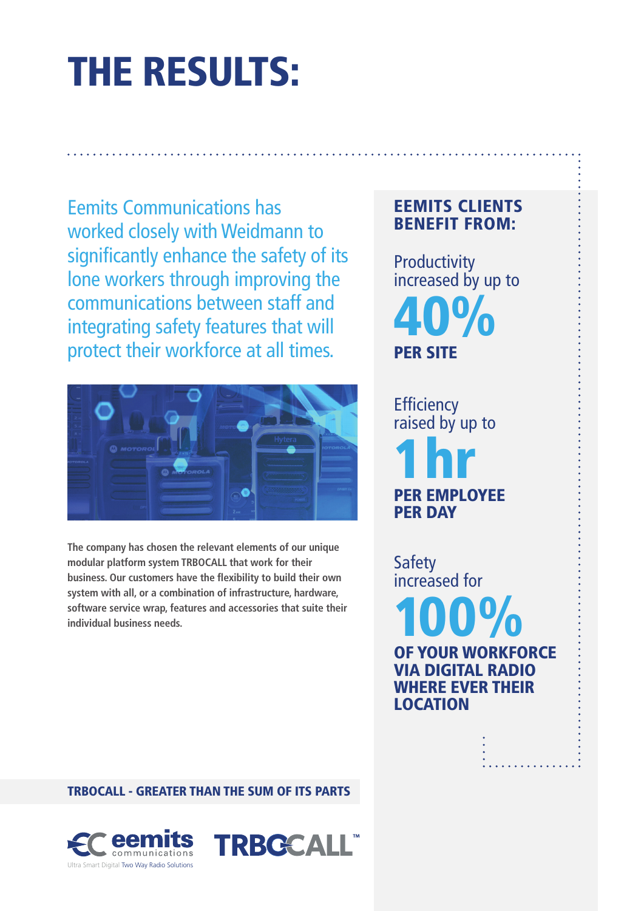# THE RESULTS:

Eemits Communications has worked closely with Weidmann to significantly enhance the safety of its lone workers through improving the communications between staff and integrating safety features that will protect their workforce at all times.

**The company has chosen the relevant elements of our unique modular platform system TRBOCALL that work for their business. Our customers have the flexibility to build their own system with all, or a combination of infrastructure, hardware, software service wrap, features and accessories that suite their individual business needs.**

## EEMITS CLIENTS BENEFIT FROM:

Productivity increased by up to

**40%**

**PER SITE**

Efficiency raised by up to

**1hr**

**PER EMPLOYEE PER DAY**

Safety increased for

**100%**

**OF YOUR WORKFORCE VIA DIGITAL RADIO WHERE EVER THEIR LOCATION**

**TRBOCALL - GREATER THAN THE SUM OF ITS PARTS**

eemits communications

Ultra Smart Digital Two Way Radio Solutions

TRBOCALL™